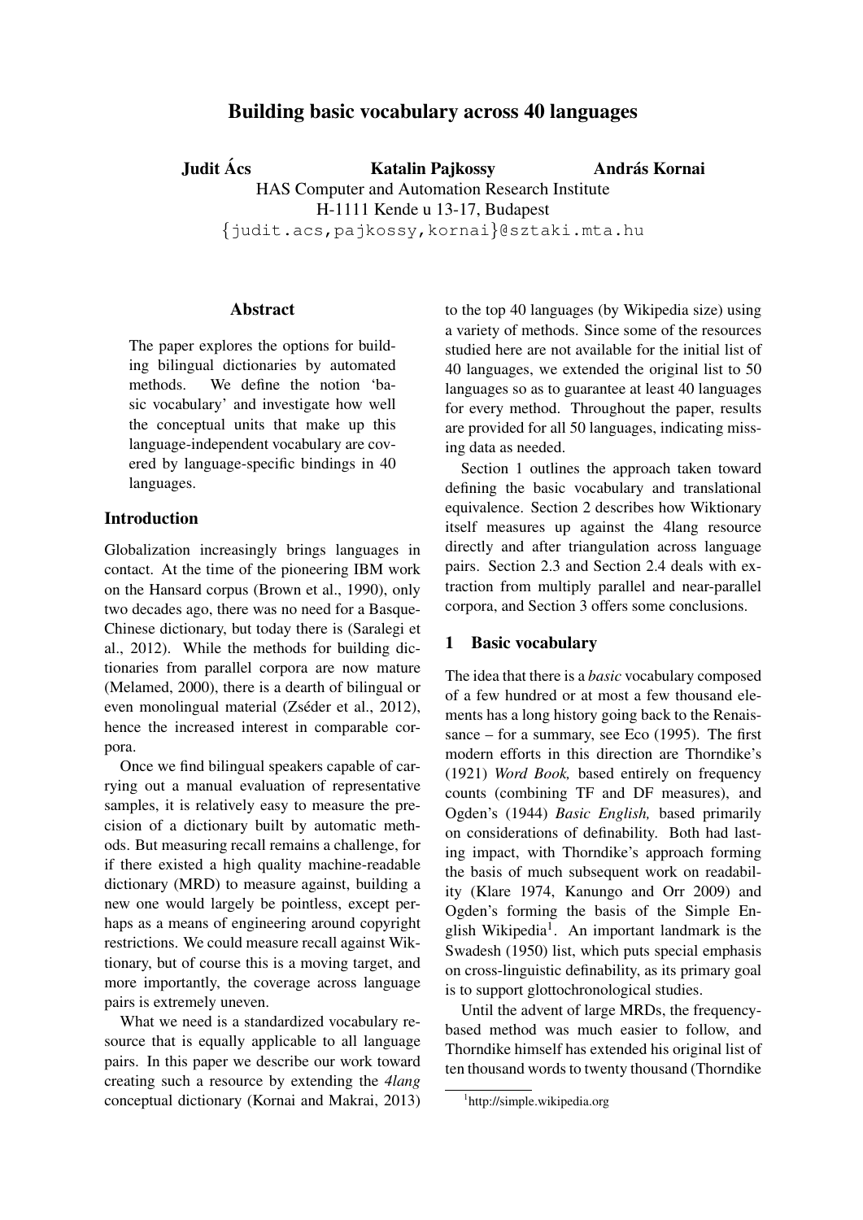# Building basic vocabulary across 40 languages

**Judit Ács** **Katalin Pajkossy** **András Kornai**

HAS Computer and Automation Research Institute
H-1111 Kende u 13-17, Budapest
{judit.acs,pajkossy,kornai}@sztaki.mta.hu

## Abstract

The paper explores the options for building bilingual dictionaries by automated methods. We define the notion 'basic vocabulary' and investigate how well the conceptual units that make up this language-independent vocabulary are covered by language-specific bindings in 40 languages.

## Introduction

Globalization increasingly brings languages in contact. At the time of the pioneering IBM work on the Hansard corpus (Brown et al., 1990), only two decades ago, there was no need for a Basque-Chinese dictionary, but today there is (Saralegi et al., 2012). While the methods for building dictionaries from parallel corpora are now mature (Melamed, 2000), there is a dearth of bilingual or even monolingual material (Zséder et al., 2012), hence the increased interest in comparable corpora.

Once we find bilingual speakers capable of carrying out a manual evaluation of representative samples, it is relatively easy to measure the precision of a dictionary built by automatic methods. But measuring recall remains a challenge, for if there existed a high quality machine-readable dictionary (MRD) to measure against, building a new one would largely be pointless, except perhaps as a means of engineering around copyright restrictions. We could measure recall against Wiktionary, but of course this is a moving target, and more importantly, the coverage across language pairs is extremely uneven.

What we need is a standardized vocabulary resource that is equally applicable to all language pairs. In this paper we describe our work toward creating such a resource by extending the *4lang* conceptual dictionary (Kornai and Makrai, 2013) to the top 40 languages (by Wikipedia size) using a variety of methods. Since some of the resources studied here are not available for the initial list of 40 languages, we extended the original list to 50 languages so as to guarantee at least 40 languages for every method. Throughout the paper, results are provided for all 50 languages, indicating missing data as needed.

Section 1 outlines the approach taken toward defining the basic vocabulary and translational equivalence. Section 2 describes how Wiktionary itself measures up against the 4lang resource directly and after triangulation across language pairs. Section 2.3 and Section 2.4 deals with extraction from multiply parallel and near-parallel corpora, and Section 3 offers some conclusions.

## 1 Basic vocabulary

The idea that there is a *basic* vocabulary composed of a few hundred or at most a few thousand elements has a long history going back to the Renaissance – for a summary, see Eco (1995). The first modern efforts in this direction are Thorndike's (1921) *Word Book,* based entirely on frequency counts (combining TF and DF measures), and Ogden's (1944) *Basic English,* based primarily on considerations of definability. Both had lasting impact, with Thorndike's approach forming the basis of much subsequent work on readability (Klare 1974, Kanungo and Orr 2009) and Ogden's forming the basis of the Simple English Wikipedia[1]. An important landmark is the Swadesh (1950) list, which puts special emphasis on cross-linguistic definability, as its primary goal is to support glottochronological studies.

Until the advent of large MRDs, the frequency-based method was much easier to follow, and Thorndike himself has extended his original list of ten thousand words to twenty thousand (Thorndike

[1] http://simple.wikipedia.org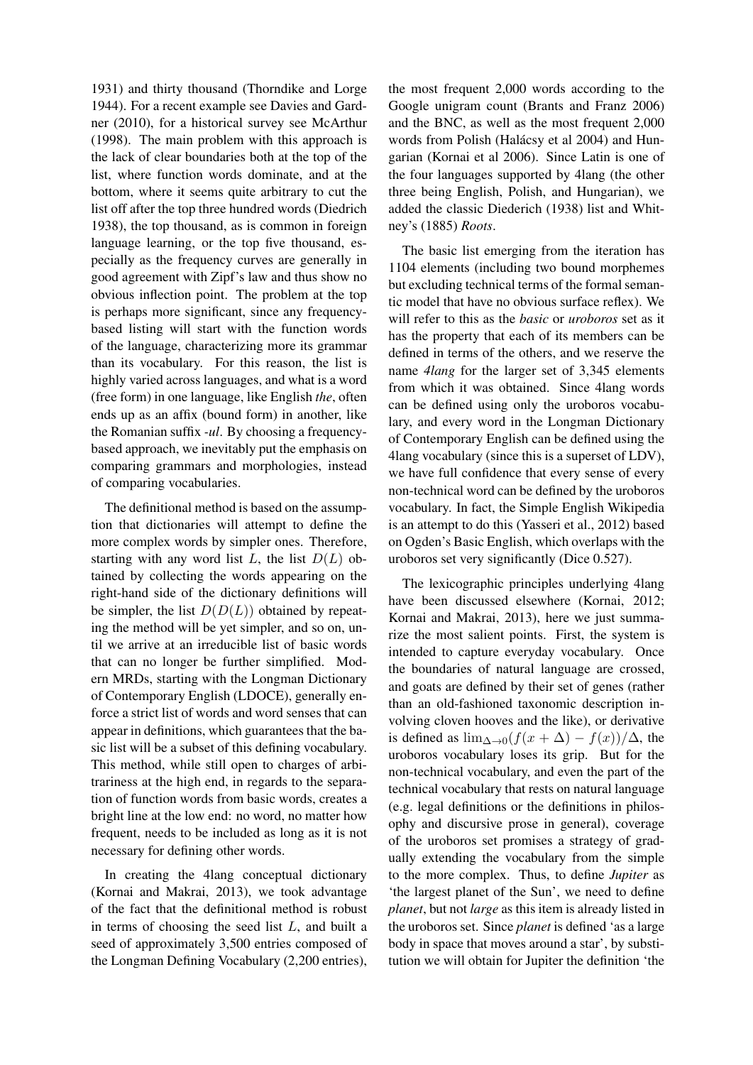1931) and thirty thousand (Thorndike and Lorge 1944). For a recent example see Davies and Gardner (2010), for a historical survey see McArthur (1998). The main problem with this approach is the lack of clear boundaries both at the top of the list, where function words dominate, and at the bottom, where it seems quite arbitrary to cut the list off after the top three hundred words (Diedrich 1938), the top thousand, as is common in foreign language learning, or the top five thousand, especially as the frequency curves are generally in good agreement with Zipf's law and thus show no obvious inflection point. The problem at the top is perhaps more significant, since any frequency-based listing will start with the function words of the language, characterizing more its grammar than its vocabulary. For this reason, the list is highly varied across languages, and what is a word (free form) in one language, like English *the*, often ends up as an affix (bound form) in another, like the Romanian suffix *-ul*. By choosing a frequency-based approach, we inevitably put the emphasis on comparing grammars and morphologies, instead of comparing vocabularies.

The definitional method is based on the assumption that dictionaries will attempt to define the more complex words by simpler ones. Therefore, starting with any word list $L$, the list $D(L)$ obtained by collecting the words appearing on the right-hand side of the dictionary definitions will be simpler, the list $D(D(L))$ obtained by repeating the method will be yet simpler, and so on, until we arrive at an irreducible list of basic words that can no longer be further simplified. Modern MRDs, starting with the Longman Dictionary of Contemporary English (LDOCE), generally enforce a strict list of words and word senses that can appear in definitions, which guarantees that the basic list will be a subset of this defining vocabulary. This method, while still open to charges of arbitrariness at the high end, in regards to the separation of function words from basic words, creates a bright line at the low end: no word, no matter how frequent, needs to be included as long as it is not necessary for defining other words.

In creating the 4lang conceptual dictionary (Kornai and Makrai, 2013), we took advantage of the fact that the definitional method is robust in terms of choosing the seed list $L$, and built a seed of approximately 3,500 entries composed of the Longman Defining Vocabulary (2,200 entries), the most frequent 2,000 words according to the Google unigram count (Brants and Franz 2006) and the BNC, as well as the most frequent 2,000 words from Polish (Halácsy et al 2004) and Hungarian (Kornai et al 2006). Since Latin is one of the four languages supported by 4lang (the other three being English, Polish, and Hungarian), we added the classic Diederich (1938) list and Whitney's (1885) *Roots*.

The basic list emerging from the iteration has 1104 elements (including two bound morphemes but excluding technical terms of the formal semantic model that have no obvious surface reflex). We will refer to this as the *basic* or *uroboros* set as it has the property that each of its members can be defined in terms of the others, and we reserve the name *4lang* for the larger set of 3,345 elements from which it was obtained. Since 4lang words can be defined using only the uroboros vocabulary, and every word in the Longman Dictionary of Contemporary English can be defined using the 4lang vocabulary (since this is a superset of LDV), we have full confidence that every sense of every non-technical word can be defined by the uroboros vocabulary. In fact, the Simple English Wikipedia is an attempt to do this (Yasseri et al., 2012) based on Ogden's Basic English, which overlaps with the uroboros set very significantly (Dice 0.527).

The lexicographic principles underlying 4lang have been discussed elsewhere (Kornai, 2012; Kornai and Makrai, 2013), here we just summarize the most salient points. First, the system is intended to capture everyday vocabulary. Once the boundaries of natural language are crossed, and goats are defined by their set of genes (rather than an old-fashioned taxonomic description involving cloven hooves and the like), or derivative is defined as $\lim_{\Delta \to 0}(f(x + \Delta) - f(x))/\Delta$, the uroboros vocabulary loses its grip. But for the non-technical vocabulary, and even the part of the technical vocabulary that rests on natural language (e.g. legal definitions or the definitions in philosophy and discursive prose in general), coverage of the uroboros set promises a strategy of gradually extending the vocabulary from the simple to the more complex. Thus, to define *Jupiter* as 'the largest planet of the Sun', we need to define *planet*, but not *large* as this item is already listed in the uroboros set. Since *planet* is defined 'as a large body in space that moves around a star', by substitution we will obtain for Jupiter the definition 'the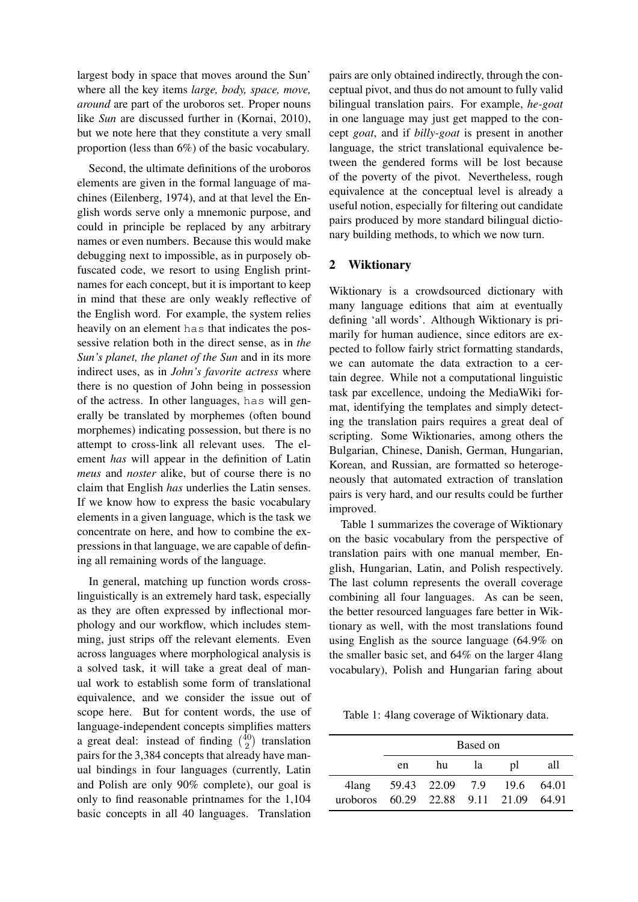largest body in space that moves around the Sun' where all the key items *large, body, space, move, around* are part of the uroboros set. Proper nouns like *Sun* are discussed further in (Kornai, 2010), but we note here that they constitute a very small proportion (less than 6%) of the basic vocabulary.

Second, the ultimate definitions of the uroboros elements are given in the formal language of machines (Eilenberg, 1974), and at that level the English words serve only a mnemonic purpose, and could in principle be replaced by any arbitrary names or even numbers. Because this would make debugging next to impossible, as in purposely obfuscated code, we resort to using English printnames for each concept, but it is important to keep in mind that these are only weakly reflective of the English word. For example, the system relies heavily on an element `has` that indicates the possessive relation both in the direct sense, as in *the Sun's planet, the planet of the Sun* and in its more indirect uses, as in *John's favorite actress* where there is no question of John being in possession of the actress. In other languages, `has` will generally be translated by morphemes (often bound morphemes) indicating possession, but there is no attempt to cross-link all relevant uses. The element *has* will appear in the definition of Latin *meus* and *noster* alike, but of course there is no claim that English *has* underlies the Latin senses. If we know how to express the basic vocabulary elements in a given language, which is the task we concentrate on here, and how to combine the expressions in that language, we are capable of defining all remaining words of the language.

In general, matching up function words cross-linguistically is an extremely hard task, especially as they are often expressed by inflectional morphology and our workflow, which includes stemming, just strips off the relevant elements. Even across languages where morphological analysis is a solved task, it will take a great deal of manual work to establish some form of translational equivalence, and we consider the issue out of scope here. But for content words, the use of language-independent concepts simplifies matters a great deal: instead of finding $\binom{40}{2}$ translation pairs for the 3,384 concepts that already have manual bindings in four languages (currently, Latin and Polish are only 90% complete), our goal is only to find reasonable printnames for the 1,104 basic concepts in all 40 languages. Translation pairs are only obtained indirectly, through the conceptual pivot, and thus do not amount to fully valid bilingual translation pairs. For example, *he-goat* in one language may just get mapped to the concept *goat*, and if *billy-goat* is present in another language, the strict translational equivalence between the gendered forms will be lost because of the poverty of the pivot. Nevertheless, rough equivalence at the conceptual level is already a useful notion, especially for filtering out candidate pairs produced by more standard bilingual dictionary building methods, to which we now turn.

## 2 Wiktionary

Wiktionary is a crowdsourced dictionary with many language editions that aim at eventually defining 'all words'. Although Wiktionary is primarily for human audience, since editors are expected to follow fairly strict formatting standards, we can automate the data extraction to a certain degree. While not a computational linguistic task par excellence, undoing the MediaWiki format, identifying the templates and simply detecting the translation pairs requires a great deal of scripting. Some Wiktionaries, among others the Bulgarian, Chinese, Danish, German, Hungarian, Korean, and Russian, are formatted so heterogeneously that automated extraction of translation pairs is very hard, and our results could be further improved.

Table 1 summarizes the coverage of Wiktionary on the basic vocabulary from the perspective of translation pairs with one manual member, English, Hungarian, Latin, and Polish respectively. The last column represents the overall coverage combining all four languages. As can be seen, the better resourced languages fare better in Wiktionary as well, with the most translations found using English as the source language (64.9% on the smaller basic set, and 64% on the larger 4lang vocabulary), Polish and Hungarian faring about

Table 1: 4lang coverage of Wiktionary data.

| | Based on | | | | |
|---|---|---|---|---|---|
| | en | hu | la | pl | all |
| 4lang | 59.43 | 22.09 | 7.9 | 19.6 | 64.01 |
| uroboros | 60.29 | 22.88 | 9.11 | 21.09 | 64.91 |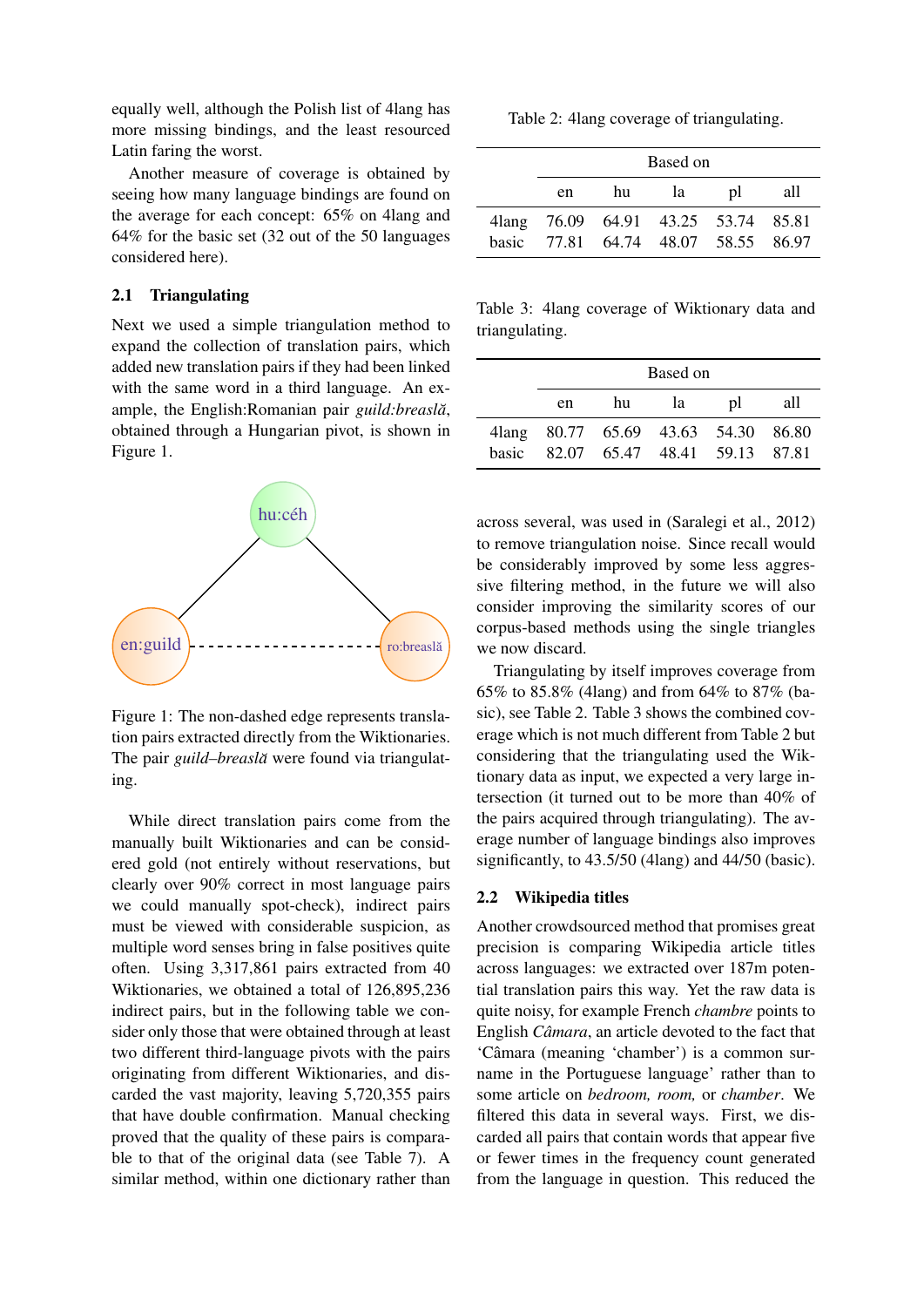equally well, although the Polish list of 4lang has more missing bindings, and the least resourced Latin faring the worst.

Another measure of coverage is obtained by seeing how many language bindings are found on the average for each concept: 65% on 4lang and 64% for the basic set (32 out of the 50 languages considered here).

## 2.1 Triangulating

Next we used a simple triangulation method to expand the collection of translation pairs, which added new translation pairs if they had been linked with the same word in a third language. An example, the English:Romanian pair *guild:breaslă*, obtained through a Hungarian pivot, is shown in Figure 1.

Figure 1: The non-dashed edge represents translation pairs extracted directly from the Wiktionaries. The pair *guild–breaslă* were found via triangulating.

While direct translation pairs come from the manually built Wiktionaries and can be considered gold (not entirely without reservations, but clearly over 90% correct in most language pairs we could manually spot-check), indirect pairs must be viewed with considerable suspicion, as multiple word senses bring in false positives quite often. Using 3,317,861 pairs extracted from 40 Wiktionaries, we obtained a total of 126,895,236 indirect pairs, but in the following table we consider only those that were obtained through at least two different third-language pivots with the pairs originating from different Wiktionaries, and discarded the vast majority, leaving 5,720,355 pairs that have double confirmation. Manual checking proved that the quality of these pairs is comparable to that of the original data (see Table 7). A similar method, within one dictionary rather than across several, was used in (Saralegi et al., 2012) to remove triangulation noise. Since recall would be considerably improved by some less aggressive filtering method, in the future we will also consider improving the similarity scores of our corpus-based methods using the single triangles we now discard.

Table 2: 4lang coverage of triangulating.

| | Based on | | | | |
|---|---|---|---|---|---|
| | en | hu | la | pl | all |
| 4lang | 76.09 | 64.91 | 43.25 | 53.74 | 85.81 |
| basic | 77.81 | 64.74 | 48.07 | 58.55 | 86.97 |

Table 3: 4lang coverage of Wiktionary data and triangulating.

| | Based on | | | | |
|---|---|---|---|---|---|
| | en | hu | la | pl | all |
| 4lang | 80.77 | 65.69 | 43.63 | 54.30 | 86.80 |
| basic | 82.07 | 65.47 | 48.41 | 59.13 | 87.81 |

Triangulating by itself improves coverage from 65% to 85.8% (4lang) and from 64% to 87% (basic), see Table 2. Table 3 shows the combined coverage which is not much different from Table 2 but considering that the triangulating used the Wiktionary data as input, we expected a very large intersection (it turned out to be more than 40% of the pairs acquired through triangulating). The average number of language bindings also improves significantly, to 43.5/50 (4lang) and 44/50 (basic).

## 2.2 Wikipedia titles

Another crowdsourced method that promises great precision is comparing Wikipedia article titles across languages: we extracted over 187m potential translation pairs this way. Yet the raw data is quite noisy, for example French *chambre* points to English *Câmara*, an article devoted to the fact that 'Câmara (meaning 'chamber') is a common surname in the Portuguese language' rather than to some article on *bedroom, room,* or *chamber*. We filtered this data in several ways. First, we discarded all pairs that contain words that appear five or fewer times in the frequency count generated from the language in question. This reduced the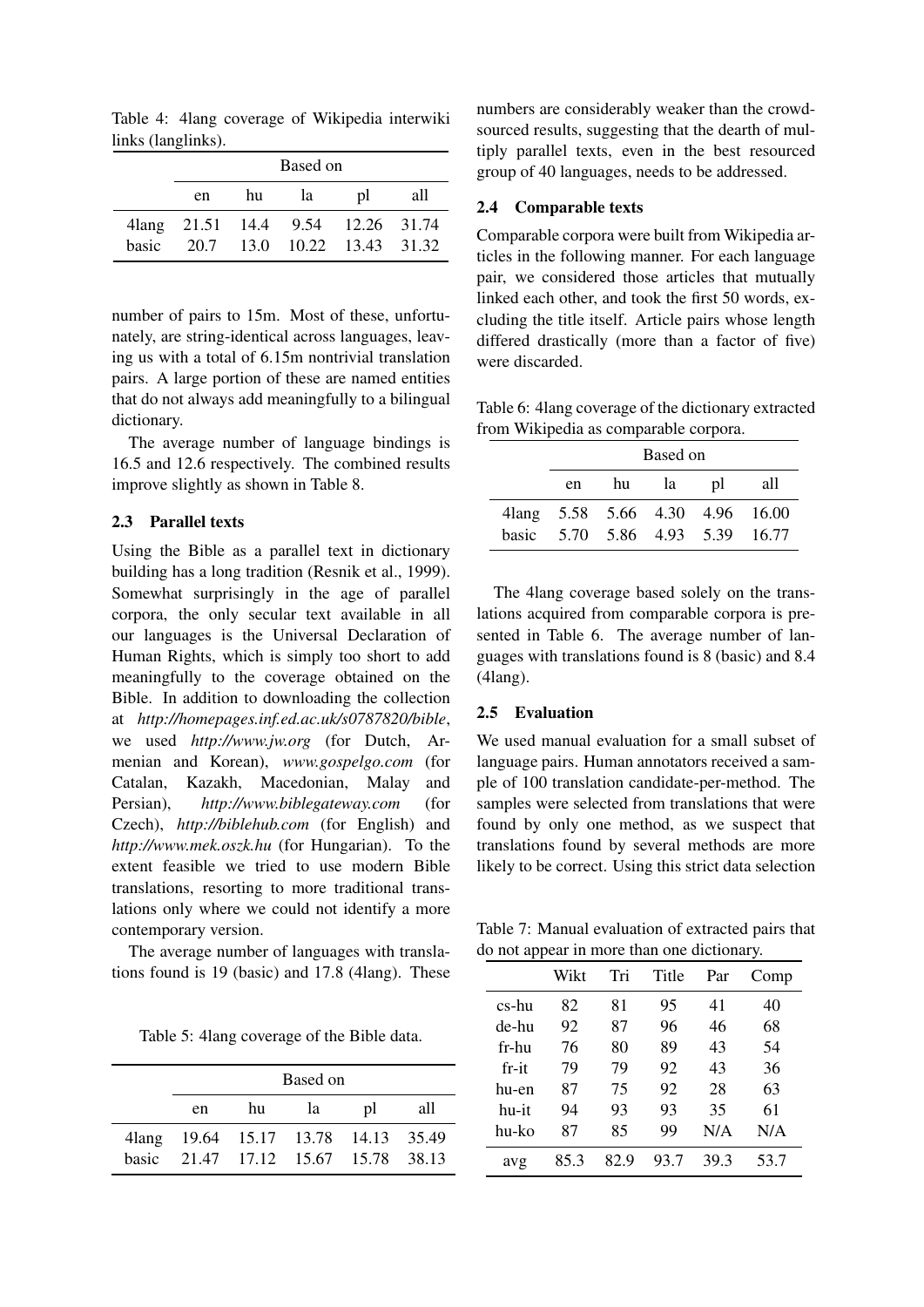Table 4: 4lang coverage of Wikipedia interwiki links (langlinks).

| | Based on | | | | |
|---|---|---|---|---|---|
| | en | hu | la | pl | all |
| 4lang | 21.51 | 14.4 | 9.54 | 12.26 | 31.74 |
| basic | 20.7 | 13.0 | 10.22 | 13.43 | 31.32 |

number of pairs to 15m. Most of these, unfortunately, are string-identical across languages, leaving us with a total of 6.15m nontrivial translation pairs. A large portion of these are named entities that do not always add meaningfully to a bilingual dictionary.

The average number of language bindings is 16.5 and 12.6 respectively. The combined results improve slightly as shown in Table 8.

### 2.3 Parallel texts

Using the Bible as a parallel text in dictionary building has a long tradition (Resnik et al., 1999). Somewhat surprisingly in the age of parallel corpora, the only secular text available in all our languages is the Universal Declaration of Human Rights, which is simply too short to add meaningfully to the coverage obtained on the Bible. In addition to downloading the collection at *http://homepages.inf.ed.ac.uk/s0787820/bible*, we used *http://www.jw.org* (for Dutch, Armenian and Korean), *www.gospelgo.com* (for Catalan, Kazakh, Macedonian, Malay and Persian), *http://www.biblegateway.com* (for Czech), *http://biblehub.com* (for English) and *http://www.mek.oszk.hu* (for Hungarian). To the extent feasible we tried to use modern Bible translations, resorting to more traditional translations only where we could not identify a more contemporary version.

The average number of languages with translations found is 19 (basic) and 17.8 (4lang). These numbers are considerably weaker than the crowdsourced results, suggesting that the dearth of multiply parallel texts, even in the best resourced group of 40 languages, needs to be addressed.

Table 5: 4lang coverage of the Bible data.

| | Based on | | | | |
|---|---|---|---|---|---|
| | en | hu | la | pl | all |
| 4lang | 19.64 | 15.17 | 13.78 | 14.13 | 35.49 |
| basic | 21.47 | 17.12 | 15.67 | 15.78 | 38.13 |

### 2.4 Comparable texts

Comparable corpora were built from Wikipedia articles in the following manner. For each language pair, we considered those articles that mutually linked each other, and took the first 50 words, excluding the title itself. Article pairs whose length differed drastically (more than a factor of five) were discarded.

Table 6: 4lang coverage of the dictionary extracted from Wikipedia as comparable corpora.

| | Based on | | | | |
|---|---|---|---|---|---|
| | en | hu | la | pl | all |
| 4lang | 5.58 | 5.66 | 4.30 | 4.96 | 16.00 |
| basic | 5.70 | 5.86 | 4.93 | 5.39 | 16.77 |

The 4lang coverage based solely on the translations acquired from comparable corpora is presented in Table 6. The average number of languages with translations found is 8 (basic) and 8.4 (4lang).

### 2.5 Evaluation

We used manual evaluation for a small subset of language pairs. Human annotators received a sample of 100 translation candidate-per-method. The samples were selected from translations that were found by only one method, as we suspect that translations found by several methods are more likely to be correct. Using this strict data selection

Table 7: Manual evaluation of extracted pairs that do not appear in more than one dictionary.

| | Wikt | Tri | Title | Par | Comp |
|---|---|---|---|---|---|
| cs-hu | 82 | 81 | 95 | 41 | 40 |
| de-hu | 92 | 87 | 96 | 46 | 68 |
| fr-hu | 76 | 80 | 89 | 43 | 54 |
| fr-it | 79 | 79 | 92 | 43 | 36 |
| hu-en | 87 | 75 | 92 | 28 | 63 |
| hu-it | 94 | 93 | 93 | 35 | 61 |
| hu-ko | 87 | 85 | 99 | N/A | N/A |
| avg | 85.3 | 82.9 | 93.7 | 39.3 | 53.7 |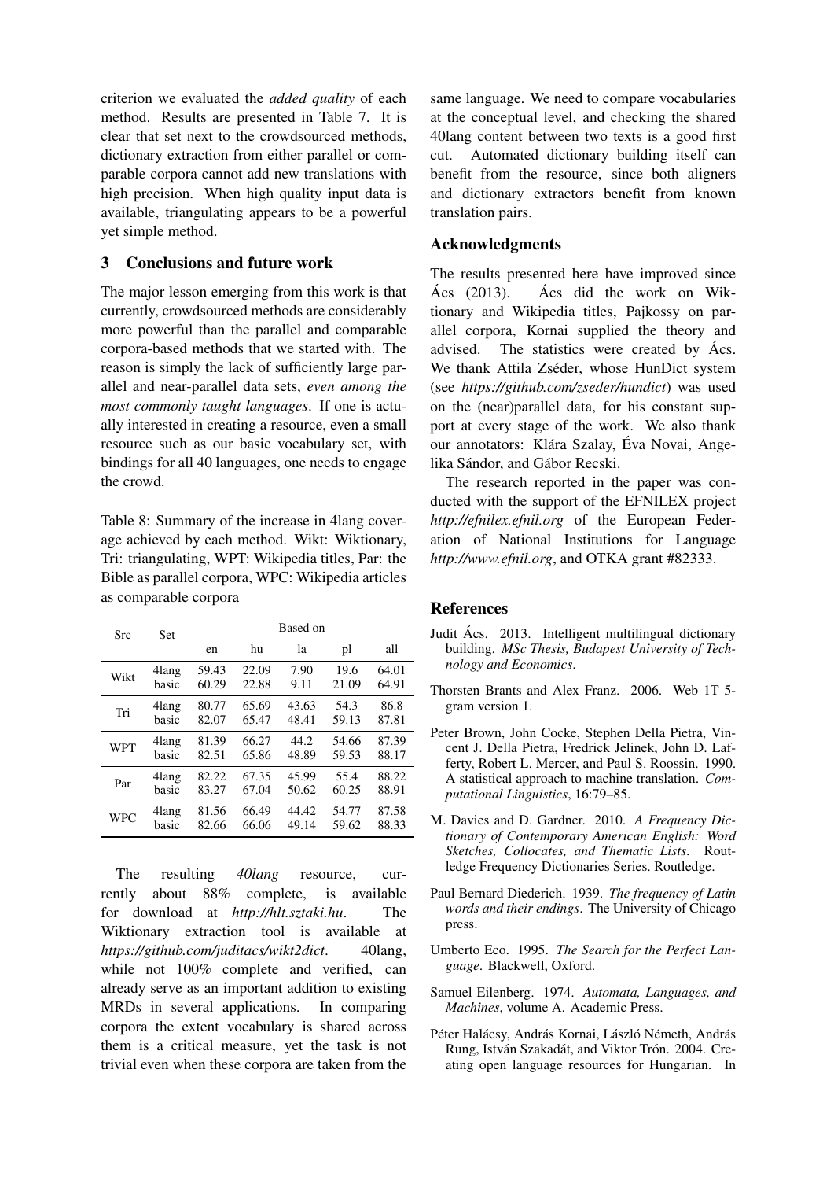criterion we evaluated the *added quality* of each method. Results are presented in Table 7. It is clear that set next to the crowdsourced methods, dictionary extraction from either parallel or comparable corpora cannot add new translations with high precision. When high quality input data is available, triangulating appears to be a powerful yet simple method.

## 3 Conclusions and future work

The major lesson emerging from this work is that currently, crowdsourced methods are considerably more powerful than the parallel and comparable corpora-based methods that we started with. The reason is simply the lack of sufficiently large parallel and near-parallel data sets, *even among the most commonly taught languages*. If one is actually interested in creating a resource, even a small resource such as our basic vocabulary set, with bindings for all 40 languages, one needs to engage the crowd.

Table 8: Summary of the increase in 4lang coverage achieved by each method. Wikt: Wiktionary, Tri: triangulating, WPT: Wikipedia titles, Par: the Bible as parallel corpora, WPC: Wikipedia articles as comparable corpora

| Src | Set | Based on | | | | |
|---|---|---|---|---|---|---|
| | | en | hu | la | pl | all |
| Wikt | 4lang | 59.43 | 22.09 | 7.90 | 19.6 | 64.01 |
| | basic | 60.29 | 22.88 | 9.11 | 21.09 | 64.91 |
| Tri | 4lang | 80.77 | 65.69 | 43.63 | 54.3 | 86.8 |
| | basic | 82.07 | 65.47 | 48.41 | 59.13 | 87.81 |
| WPT | 4lang | 81.39 | 66.27 | 44.2 | 54.66 | 87.39 |
| | basic | 82.51 | 65.86 | 48.89 | 59.53 | 88.17 |
| Par | 4lang | 82.22 | 67.35 | 45.99 | 55.4 | 88.22 |
| | basic | 83.27 | 67.04 | 50.62 | 60.25 | 88.91 |
| WPC | 4lang | 81.56 | 66.49 | 44.42 | 54.77 | 87.58 |
| | basic | 82.66 | 66.06 | 49.14 | 59.62 | 88.33 |

The resulting *40lang* resource, currently about 88% complete, is available for download at *http://hlt.sztaki.hu*. The Wiktionary extraction tool is available at *https://github.com/juditacs/wikt2dict*. 40lang, while not 100% complete and verified, can already serve as an important addition to existing MRDs in several applications. In comparing corpora the extent vocabulary is shared across them is a critical measure, yet the task is not trivial even when these corpora are taken from the same language. We need to compare vocabularies at the conceptual level, and checking the shared 40lang content between two texts is a good first cut. Automated dictionary building itself can benefit from the resource, since both aligners and dictionary extractors benefit from known translation pairs.

## Acknowledgments

The results presented here have improved since Ács (2013). Ács did the work on Wiktionary and Wikipedia titles, Pajkossy on parallel corpora, Kornai supplied the theory and advised. The statistics were created by Ács. We thank Attila Zséder, whose HunDict system (see *https://github.com/zseder/hundict*) was used on the (near)parallel data, for his constant support at every stage of the work. We also thank our annotators: Klára Szalay, Éva Novai, Angelika Sándor, and Gábor Recski.

The research reported in the paper was conducted with the support of the EFNILEX project *http://efnilex.efnil.org* of the European Federation of National Institutions for Language *http://www.efnil.org*, and OTKA grant #82333.

## References

Judit Ács. 2013. Intelligent multilingual dictionary building. *MSc Thesis, Budapest University of Technology and Economics*.

Thorsten Brants and Alex Franz. 2006. Web 1T 5-gram version 1.

Peter Brown, John Cocke, Stephen Della Pietra, Vincent J. Della Pietra, Fredrick Jelinek, John D. Lafferty, Robert L. Mercer, and Paul S. Roossin. 1990. A statistical approach to machine translation. *Computational Linguistics*, 16:79–85.

M. Davies and D. Gardner. 2010. *A Frequency Dictionary of Contemporary American English: Word Sketches, Collocates, and Thematic Lists*. Routledge Frequency Dictionaries Series. Routledge.

Paul Bernard Diederich. 1939. *The frequency of Latin words and their endings*. The University of Chicago press.

Umberto Eco. 1995. *The Search for the Perfect Language*. Blackwell, Oxford.

Samuel Eilenberg. 1974. *Automata, Languages, and Machines*, volume A. Academic Press.

Péter Halácsy, András Kornai, László Németh, András Rung, István Szakadát, and Viktor Trón. 2004. Creating open language resources for Hungarian. In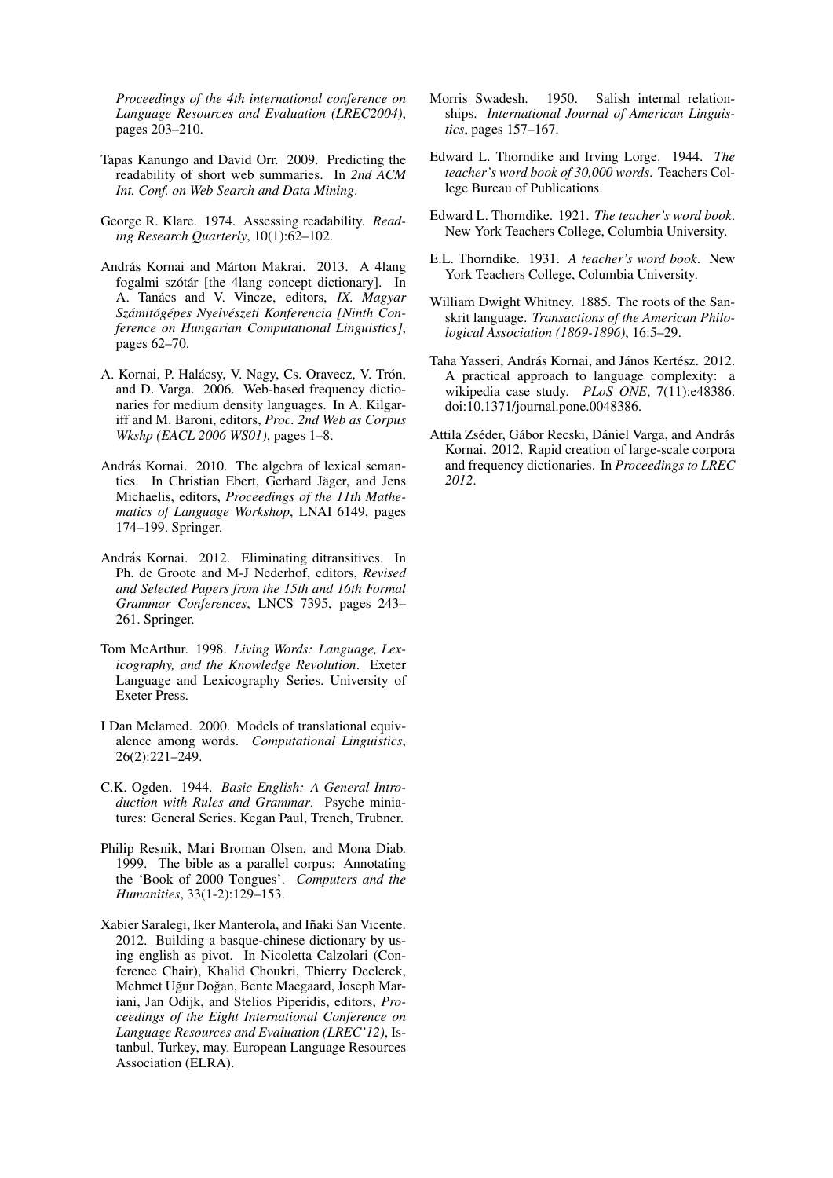*Proceedings of the 4th international conference on Language Resources and Evaluation (LREC2004)*, pages 203–210.

Tapas Kanungo and David Orr. 2009. Predicting the readability of short web summaries. In *2nd ACM Int. Conf. on Web Search and Data Mining*.

George R. Klare. 1974. Assessing readability. *Reading Research Quarterly*, 10(1):62–102.

András Kornai and Márton Makrai. 2013. A 4lang fogalmi szótár [the 4lang concept dictionary]. In A. Tanács and V. Vincze, editors, *IX. Magyar Számítógépes Nyelvészeti Konferencia [Ninth Conference on Hungarian Computational Linguistics]*, pages 62–70.

A. Kornai, P. Halácsy, V. Nagy, Cs. Oravecz, V. Trón, and D. Varga. 2006. Web-based frequency dictionaries for medium density languages. In A. Kilgariff and M. Baroni, editors, *Proc. 2nd Web as Corpus Wkshp (EACL 2006 WS01)*, pages 1–8.

András Kornai. 2010. The algebra of lexical semantics. In Christian Ebert, Gerhard Jäger, and Jens Michaelis, editors, *Proceedings of the 11th Mathematics of Language Workshop*, LNAI 6149, pages 174–199. Springer.

András Kornai. 2012. Eliminating ditransitives. In Ph. de Groote and M-J Nederhof, editors, *Revised and Selected Papers from the 15th and 16th Formal Grammar Conferences*, LNCS 7395, pages 243–261. Springer.

Tom McArthur. 1998. *Living Words: Language, Lexicography, and the Knowledge Revolution*. Exeter Language and Lexicography Series. University of Exeter Press.

I Dan Melamed. 2000. Models of translational equivalence among words. *Computational Linguistics*, 26(2):221–249.

C.K. Ogden. 1944. *Basic English: A General Introduction with Rules and Grammar*. Psyche miniatures: General Series. Kegan Paul, Trench, Trubner.

Philip Resnik, Mari Broman Olsen, and Mona Diab. 1999. The bible as a parallel corpus: Annotating the 'Book of 2000 Tongues'. *Computers and the Humanities*, 33(1-2):129–153.

Xabier Saralegi, Iker Manterola, and Iñaki San Vicente. 2012. Building a basque-chinese dictionary by using english as pivot. In Nicoletta Calzolari (Conference Chair), Khalid Choukri, Thierry Declerck, Mehmet Uğur Doğan, Bente Maegaard, Joseph Mariani, Jan Odijk, and Stelios Piperidis, editors, *Proceedings of the Eight International Conference on Language Resources and Evaluation (LREC'12)*, Istanbul, Turkey, may. European Language Resources Association (ELRA).

Morris Swadesh. 1950. Salish internal relationships. *International Journal of American Linguistics*, pages 157–167.

Edward L. Thorndike and Irving Lorge. 1944. *The teacher's word book of 30,000 words*. Teachers College Bureau of Publications.

Edward L. Thorndike. 1921. *The teacher's word book*. New York Teachers College, Columbia University.

E.L. Thorndike. 1931. *A teacher's word book*. New York Teachers College, Columbia University.

William Dwight Whitney. 1885. The roots of the Sanskrit language. *Transactions of the American Philological Association (1869-1896)*, 16:5–29.

Taha Yasseri, András Kornai, and János Kertész. 2012. A practical approach to language complexity: a wikipedia case study. *PLoS ONE*, 7(11):e48386. doi:10.1371/journal.pone.0048386.

Attila Zséder, Gábor Recski, Dániel Varga, and András Kornai. 2012. Rapid creation of large-scale corpora and frequency dictionaries. In *Proceedings to LREC 2012*.